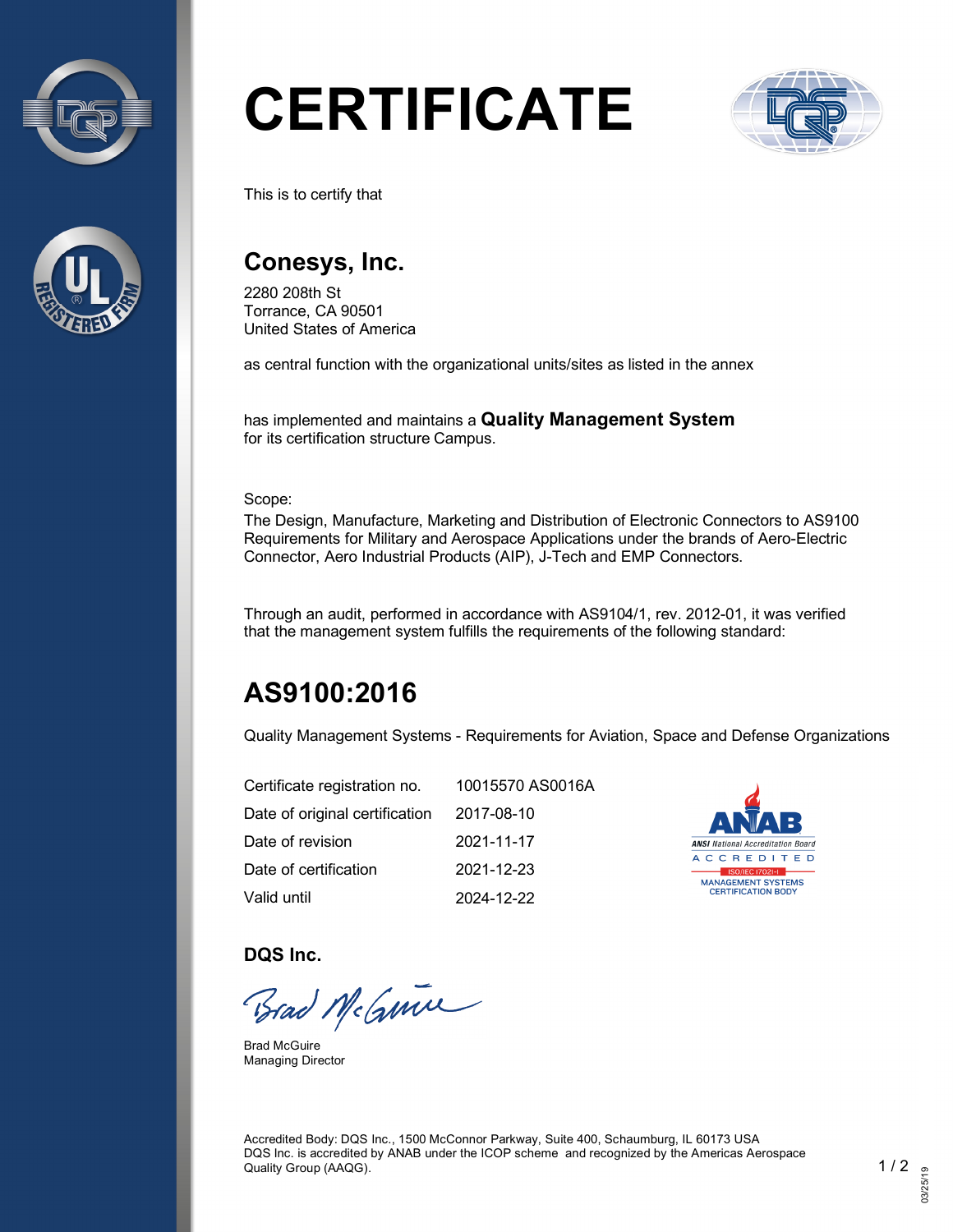# CERTIFICATE

This is to certify that

## Conesys, Inc.

2280 208th St
Torrance, CA 90501
United States of America

as central function with the organizational units/sites as listed in the annex

has implemented and maintains a **Quality Management System**
for its certification structure Campus.

Scope:
The Design, Manufacture, Marketing and Distribution of Electronic Connectors to AS9100 Requirements for Military and Aerospace Applications under the brands of Aero-Electric Connector, Aero Industrial Products (AIP), J-Tech and EMP Connectors.

Through an audit, performed in accordance with AS9104/1, rev. 2012-01, it was verified that the management system fulfills the requirements of the following standard:

## AS9100:2016

Quality Management Systems - Requirements for Aviation, Space and Defense Organizations

| | |
|---|---|
| Certificate registration no. | 10015570 AS0016A |
| Date of original certification | 2017-08-10 |
| Date of revision | 2021-11-17 |
| Date of certification | 2021-12-23 |
| Valid until | 2024-12-22 |

ANAB
ANSI National Accreditation Board
ACCREDITED
ISO/IEC 17021-1
MANAGEMENT SYSTEMS CERTIFICATION BODY

**DQS Inc.**

Brad McGuire
Managing Director

Accredited Body: DQS Inc., 1500 McConnor Parkway, Suite 400, Schaumburg, IL 60173 USA
DQS Inc. is accredited by ANAB under the ICOP scheme and recognized by the Americas Aerospace Quality Group (AAQG).

03/25/19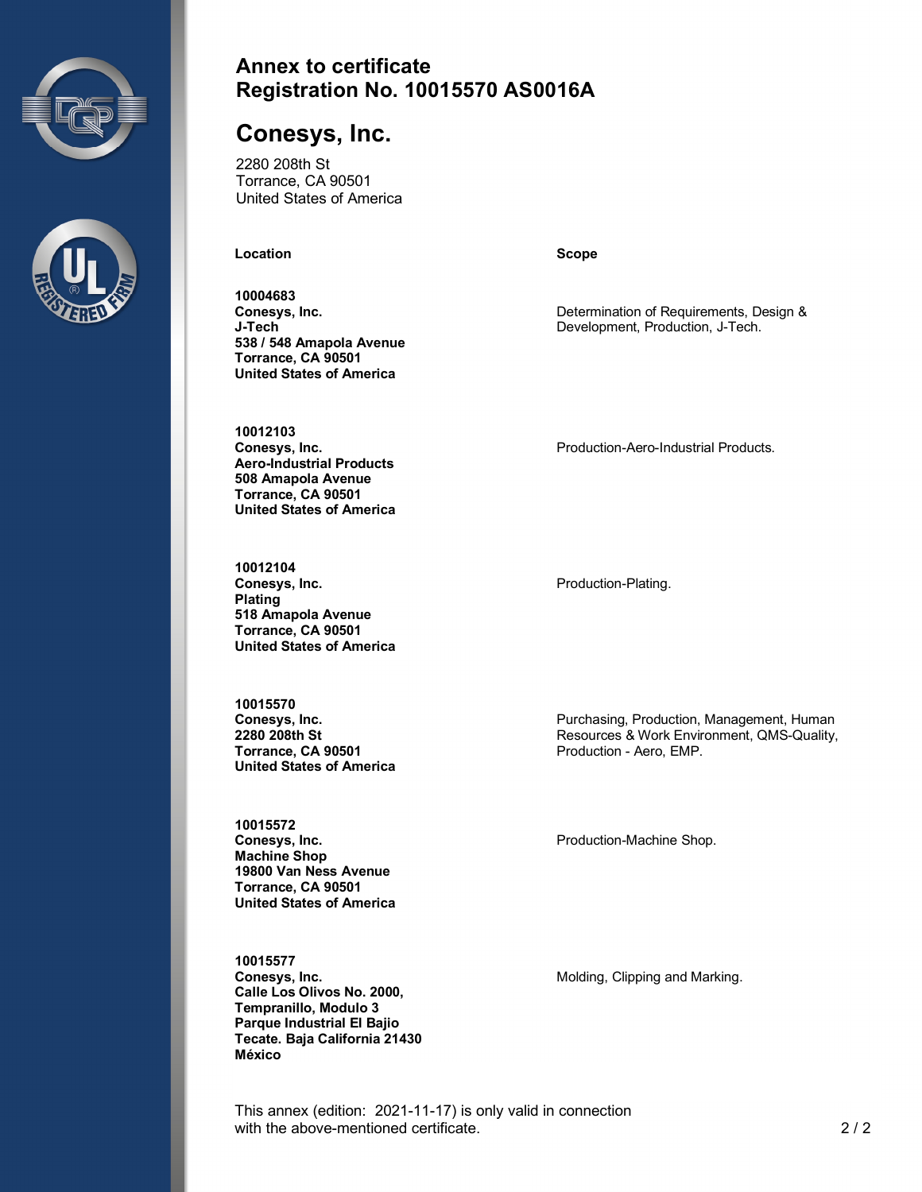# Annex to certificate
# Registration No. 10015570 AS0016A

## Conesys, Inc.

2280 208th St
Torrance, CA 90501
United States of America

| Location | Scope |
|---|---|
| **10004683**<br>**Conesys, Inc.**<br>**J-Tech**<br>**538 / 548 Amapola Avenue**<br>**Torrance, CA 90501**<br>**United States of America** | Determination of Requirements, Design & Development, Production, J-Tech. |
| **10012103**<br>**Conesys, Inc.**<br>**Aero-Industrial Products**<br>**508 Amapola Avenue**<br>**Torrance, CA 90501**<br>**United States of America** | Production-Aero-Industrial Products. |
| **10012104**<br>**Conesys, Inc.**<br>**Plating**<br>**518 Amapola Avenue**<br>**Torrance, CA 90501**<br>**United States of America** | Production-Plating. |
| **10015570**<br>**Conesys, Inc.**<br>**2280 208th St**<br>**Torrance, CA 90501**<br>**United States of America** | Purchasing, Production, Management, Human Resources & Work Environment, QMS-Quality, Production - Aero, EMP. |
| **10015572**<br>**Conesys, Inc.**<br>**Machine Shop**<br>**19800 Van Ness Avenue**<br>**Torrance, CA 90501**<br>**United States of America** | Production-Machine Shop. |
| **10015577**<br>**Conesys, Inc.**<br>**Calle Los Olivos No. 2000,**<br>**Tempranillo, Modulo 3**<br>**Parque Industrial El Bajio**<br>**Tecate. Baja California 21430**<br>**México** | Molding, Clipping and Marking. |

This annex (edition: 2021-11-17) is only valid in connection with the above-mentioned certificate.